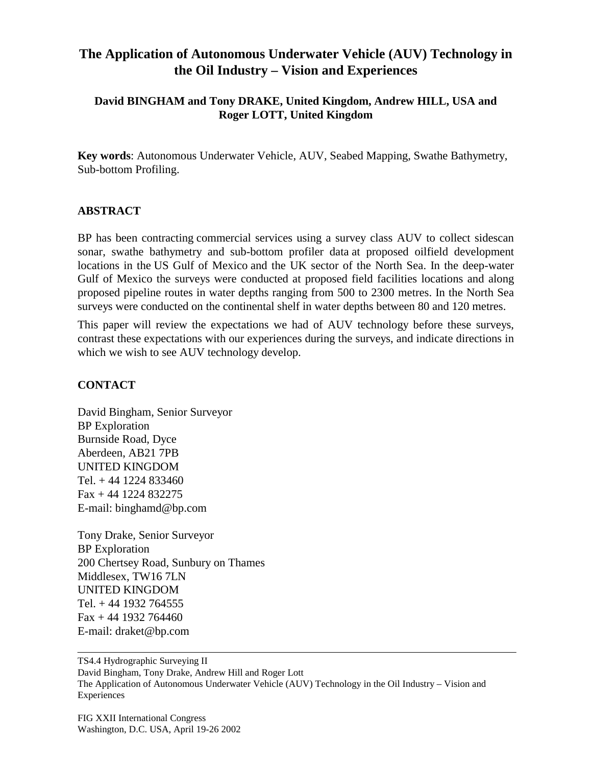# The Application of Autonomous Underwater Vehicle (AUV) Technology in the Oil Industry – Vision and Experiences

**David BINGHAM and Tony DRAKE, United Kingdom, Andrew HILL, USA and Roger LOTT, United Kingdom**

**Key words**: Autonomous Underwater Vehicle, AUV, Seabed Mapping, Swathe Bathymetry, Sub-bottom Profiling.

## ABSTRACT

BP has been contracting commercial services using a survey class AUV to collect sidescan sonar, swathe bathymetry and sub-bottom profiler data at proposed oilfield development locations in the US Gulf of Mexico and the UK sector of the North Sea. In the deep-water Gulf of Mexico the surveys were conducted at proposed field facilities locations and along proposed pipeline routes in water depths ranging from 500 to 2300 metres. In the North Sea surveys were conducted on the continental shelf in water depths between 80 and 120 metres.

This paper will review the expectations we had of AUV technology before these surveys, contrast these expectations with our experiences during the surveys, and indicate directions in which we wish to see AUV technology develop.

## CONTACT

David Bingham, Senior Surveyor
BP Exploration
Burnside Road, Dyce
Aberdeen, AB21 7PB
UNITED KINGDOM
Tel. + 44 1224 833460
Fax + 44 1224 832275
E-mail: binghamd@bp.com

Tony Drake, Senior Surveyor
BP Exploration
200 Chertsey Road, Sunbury on Thames
Middlesex, TW16 7LN
UNITED KINGDOM
Tel. + 44 1932 764555
Fax + 44 1932 764460
E-mail: draket@bp.com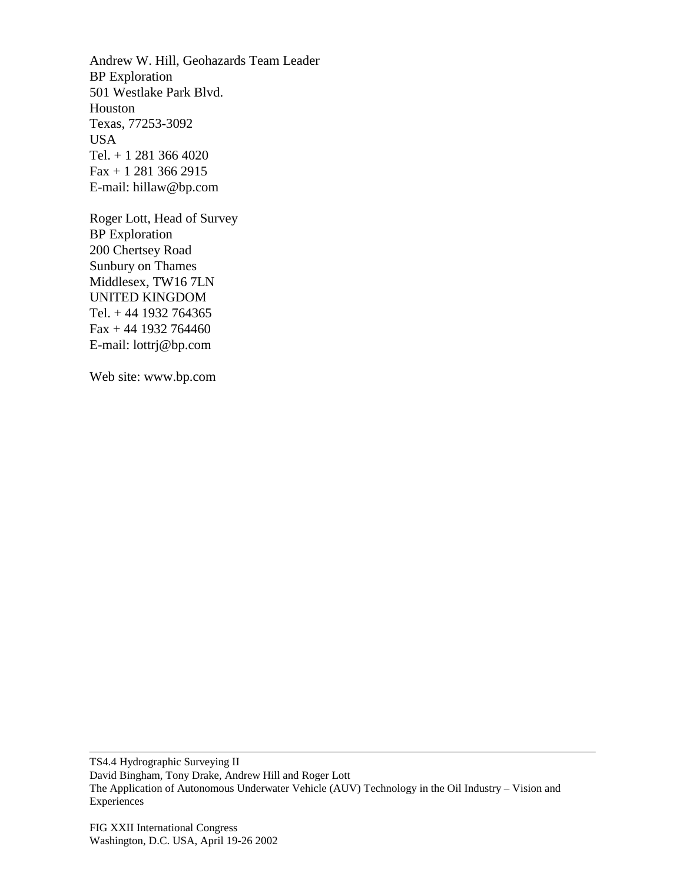Andrew W. Hill, Geohazards Team Leader
BP Exploration
501 Westlake Park Blvd.
Houston
Texas, 77253-3092
USA
Tel. + 1 281 366 4020
Fax + 1 281 366 2915
E-mail: hillaw@bp.com

Roger Lott, Head of Survey
BP Exploration
200 Chertsey Road
Sunbury on Thames
Middlesex, TW16 7LN
UNITED KINGDOM
Tel. + 44 1932 764365
Fax + 44 1932 764460
E-mail: lottrj@bp.com

Web site: www.bp.com